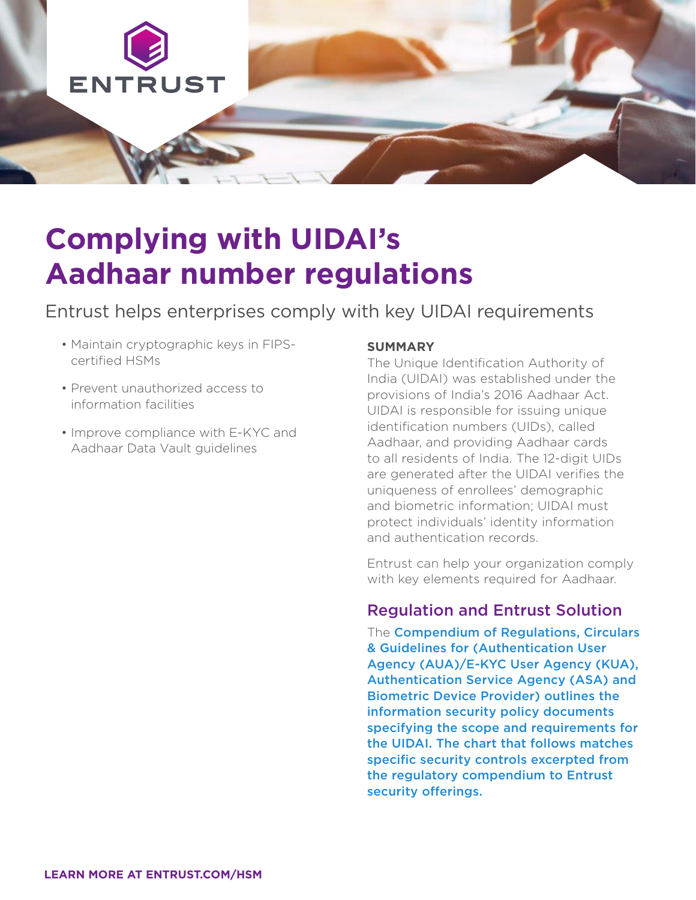ENTRUST

# Complying with UIDAI's Aadhaar number regulations

Entrust helps enterprises comply with key UIDAI requirements

- Maintain cryptographic keys in FIPS-certified HSMs
- Prevent unauthorized access to information facilities
- Improve compliance with E-KYC and Aadhaar Data Vault guidelines

**SUMMARY**

The Unique Identification Authority of India (UIDAI) was established under the provisions of India's 2016 Aadhaar Act. UIDAI is responsible for issuing unique identification numbers (UIDs), called Aadhaar, and providing Aadhaar cards to all residents of India. The 12-digit UIDs are generated after the UIDAI verifies the uniqueness of enrollees' demographic and biometric information; UIDAI must protect individuals' identity information and authentication records.

Entrust can help your organization comply with key elements required for Aadhaar.

## Regulation and Entrust Solution

The **Compendium of Regulations, Circulars & Guidelines for (Authentication User Agency (AUA)/E-KYC User Agency (KUA), Authentication Service Agency (ASA) and Biometric Device Provider) outlines the information security policy documents specifying the scope and requirements for the UIDAI. The chart that follows matches specific security controls excerpted from the regulatory compendium to Entrust security offerings.**

**LEARN MORE AT ENTRUST.COM/HSM**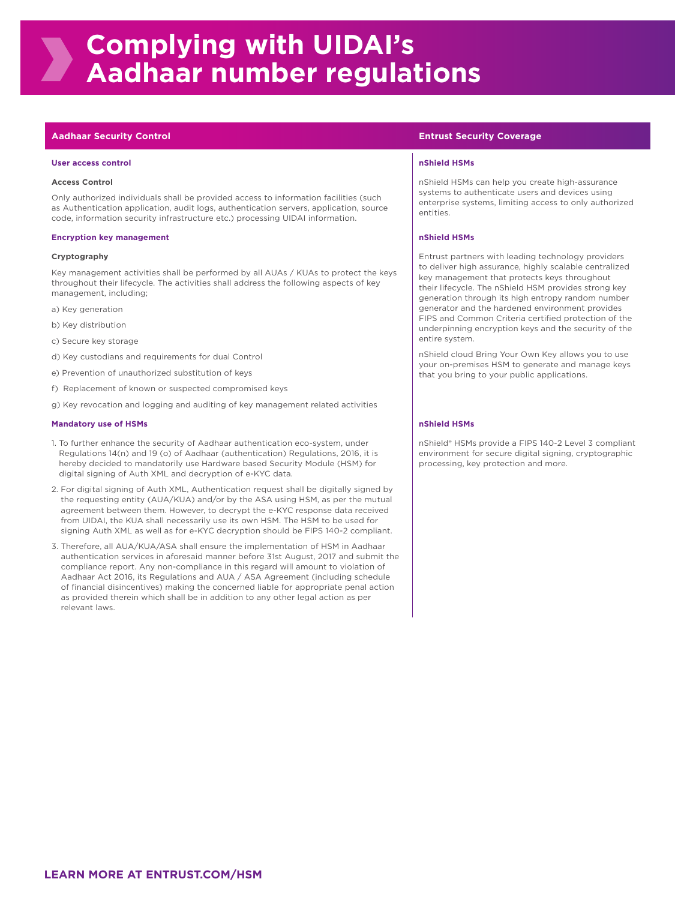# Complying with UIDAI's Aadhaar number regulations

| Aadhaar Security Control | Entrust Security Coverage |
|---|---|
| **User access control**<br><br>**Access Control**<br><br>Only authorized individuals shall be provided access to information facilities (such as Authentication application, audit logs, authentication servers, application, source code, information security infrastructure etc.) processing UIDAI information. | **nShield HSMs**<br><br>nShield HSMs can help you create high-assurance systems to authenticate users and devices using enterprise systems, limiting access to only authorized entities. |
| **Encryption key management**<br><br>**Cryptography**<br><br>Key management activities shall be performed by all AUAs / KUAs to protect the keys throughout their lifecycle. The activities shall address the following aspects of key management, including;<br><br>a) Key generation<br><br>b) Key distribution<br><br>c) Secure key storage<br><br>d) Key custodians and requirements for dual Control<br><br>e) Prevention of unauthorized substitution of keys<br><br>f) Replacement of known or suspected compromised keys<br><br>g) Key revocation and logging and auditing of key management related activities | **nShield HSMs**<br><br>Entrust partners with leading technology providers to deliver high assurance, highly scalable centralized key management that protects keys throughout their lifecycle. The nShield HSM provides strong key generation through its high entropy random number generator and the hardened environment provides FIPS and Common Criteria certified protection of the underpinning encryption keys and the security of the entire system.<br><br>nShield cloud Bring Your Own Key allows you to use your on-premises HSM to generate and manage keys that you bring to your public applications. |
| **Mandatory use of HSMs**<br><br>1. To further enhance the security of Aadhaar authentication eco-system, under Regulations 14(n) and 19 (o) of Aadhaar (authentication) Regulations, 2016, it is hereby decided to mandatorily use Hardware based Security Module (HSM) for digital signing of Auth XML and decryption of e-KYC data.<br><br>2. For digital signing of Auth XML, Authentication request shall be digitally signed by the requesting entity (AUA/KUA) and/or by the ASA using HSM, as per the mutual agreement between them. However, to decrypt the e-KYC response data received from UIDAI, the KUA shall necessarily use its own HSM. The HSM to be used for signing Auth XML as well as for e-KYC decryption should be FIPS 140-2 compliant.<br><br>3. Therefore, all AUA/KUA/ASA shall ensure the implementation of HSM in Aadhaar authentication services in aforesaid manner before 31st August, 2017 and submit the compliance report. Any non-compliance in this regard will amount to violation of Aadhaar Act 2016, its Regulations and AUA / ASA Agreement (including schedule of financial disincentives) making the concerned liable for appropriate penal action as provided therein which shall be in addition to any other legal action as per relevant laws. | **nShield HSMs**<br><br>nShield® HSMs provide a FIPS 140-2 Level 3 compliant environment for secure digital signing, cryptographic processing, key protection and more. |

**LEARN MORE AT ENTRUST.COM/HSM**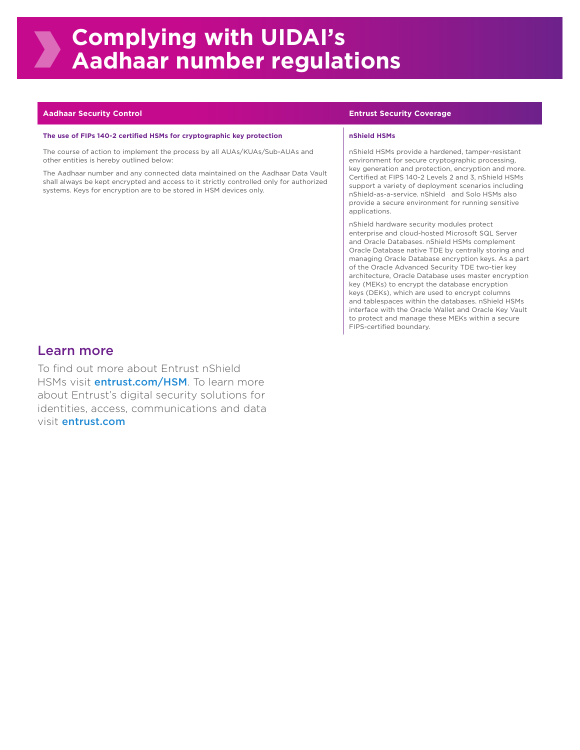# Complying with UIDAI's Aadhaar number regulations

| Aadhaar Security Control | Entrust Security Coverage |
|---|---|
| **The use of FIPs 140-2 certified HSMs for cryptographic key protection**<br><br>The course of action to implement the process by all AUAs/KUAs/Sub-AUAs and other entities is hereby outlined below:<br><br>The Aadhaar number and any connected data maintained on the Aadhaar Data Vault shall always be kept encrypted and access to it strictly controlled only for authorized systems. Keys for encryption are to be stored in HSM devices only. | **nShield HSMs**<br><br>nShield HSMs provide a hardened, tamper-resistant environment for secure cryptographic processing, key generation and protection, encryption and more. Certified at FIPS 140-2 Levels 2 and 3, nShield HSMs support a variety of deployment scenarios including nShield-as-a-service. nShield and Solo HSMs also provide a secure environment for running sensitive applications.<br><br>nShield hardware security modules protect enterprise and cloud-hosted Microsoft SQL Server and Oracle Databases. nShield HSMs complement Oracle Database native TDE by centrally storing and managing Oracle Database encryption keys. As a part of the Oracle Advanced Security TDE two-tier key architecture, Oracle Database uses master encryption key (MEKs) to encrypt the database encryption keys (DEKs), which are used to encrypt columns and tablespaces within the databases. nShield HSMs interface with the Oracle Wallet and Oracle Key Vault to protect and manage these MEKs within a secure FIPS-certified boundary. |

## Learn more

To find out more about Entrust nShield HSMs visit **entrust.com/HSM**. To learn more about Entrust's digital security solutions for identities, access, communications and data visit **entrust.com**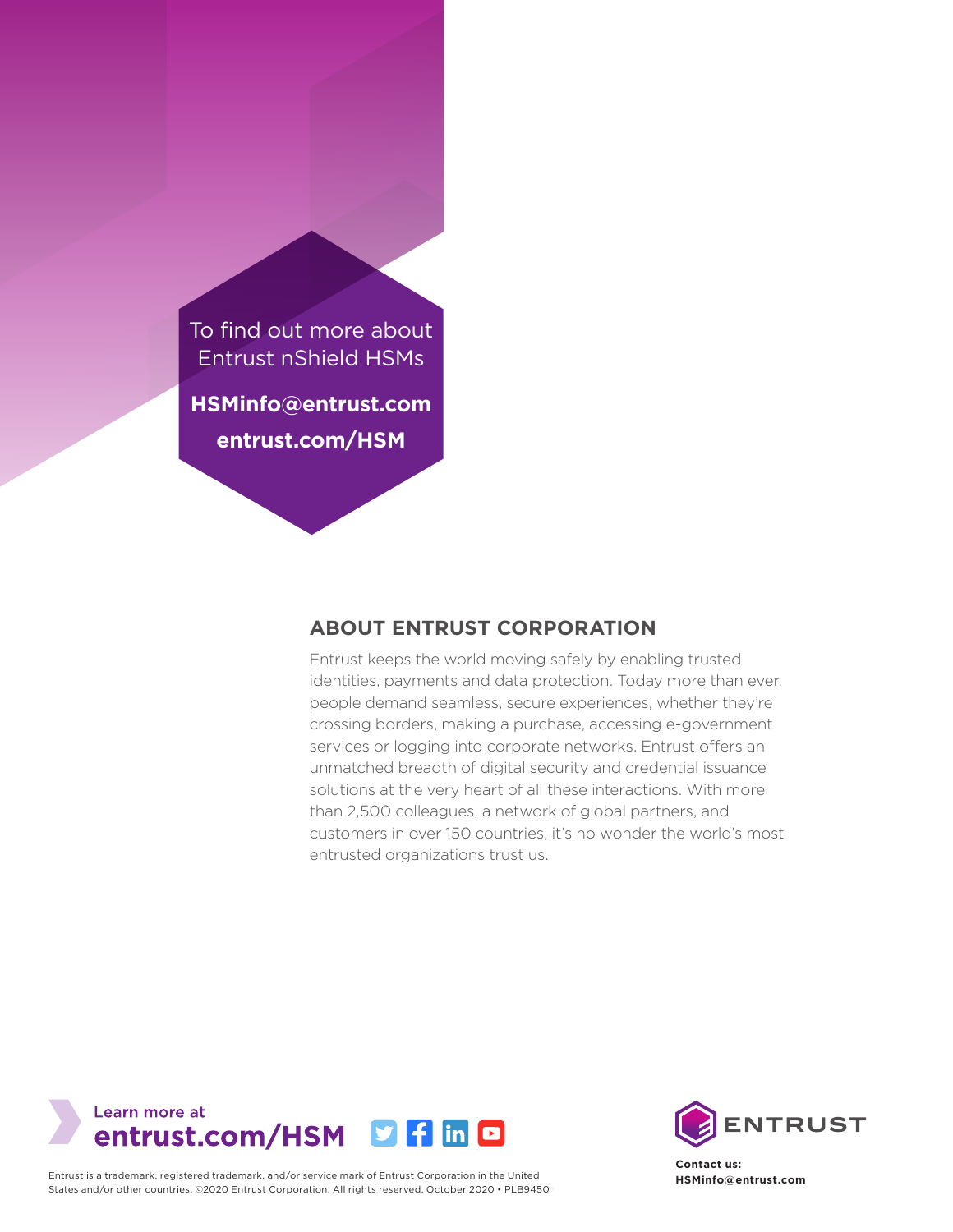To find out more about Entrust nShield HSMs

**HSMinfo@entrust.com**

**entrust.com/HSM**

## ABOUT ENTRUST CORPORATION

Entrust keeps the world moving safely by enabling trusted identities, payments and data protection. Today more than ever, people demand seamless, secure experiences, whether they're crossing borders, making a purchase, accessing e-government services or logging into corporate networks. Entrust offers an unmatched breadth of digital security and credential issuance solutions at the very heart of all these interactions. With more than 2,500 colleagues, a network of global partners, and customers in over 150 countries, it's no wonder the world's most entrusted organizations trust us.

Learn more at
**entrust.com/HSM**

ENTRUST

**Contact us:**
**HSMinfo@entrust.com**

Entrust is a trademark, registered trademark, and/or service mark of Entrust Corporation in the United States and/or other countries. ©2020 Entrust Corporation. All rights reserved. October 2020 • PLB9450